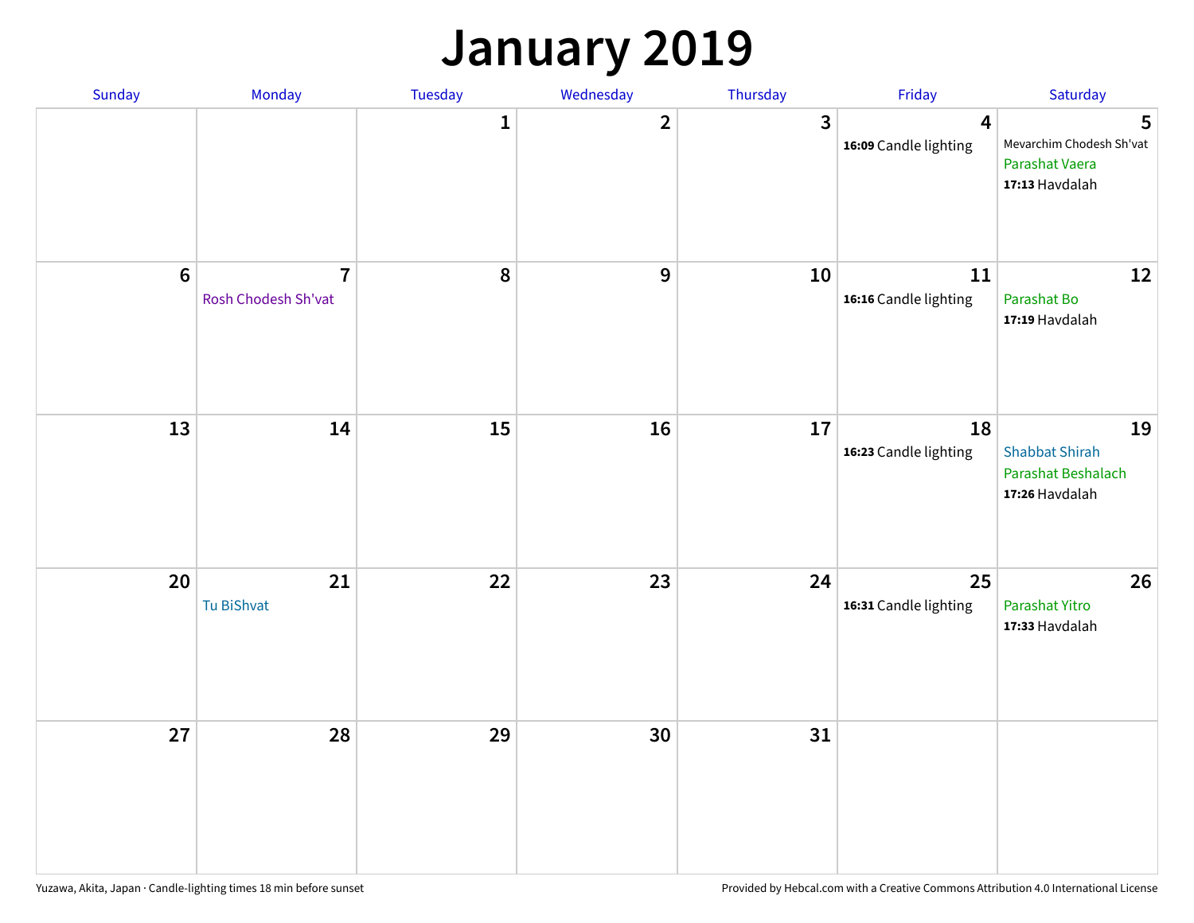# January 2019

| Sunday | Monday | Tuesday | Wednesday | Thursday | Friday | Saturday |
|---|---|---|---|---|---|---|
| | | 1 | 2 | 3 | 4<br>**16:09** Candle lighting | 5<br>Mevarchim Chodesh Sh'vat<br>Parashat Vaera<br>**17:13** Havdalah |
| 6 | 7<br>Rosh Chodesh Sh'vat | 8 | 9 | 10 | 11<br>**16:16** Candle lighting | 12<br>Parashat Bo<br>**17:19** Havdalah |
| 13 | 14 | 15 | 16 | 17 | 18<br>**16:23** Candle lighting | 19<br>Shabbat Shirah<br>Parashat Beshalach<br>**17:26** Havdalah |
| 20 | 21<br>Tu BiShvat | 22 | 23 | 24 | 25<br>**16:31** Candle lighting | 26<br>Parashat Yitro<br>**17:33** Havdalah |
| 27 | 28 | 29 | 30 | 31 | | |

Yuzawa, Akita, Japan · Candle-lighting times 18 min before sunset

Provided by Hebcal.com with a Creative Commons Attribution 4.0 International License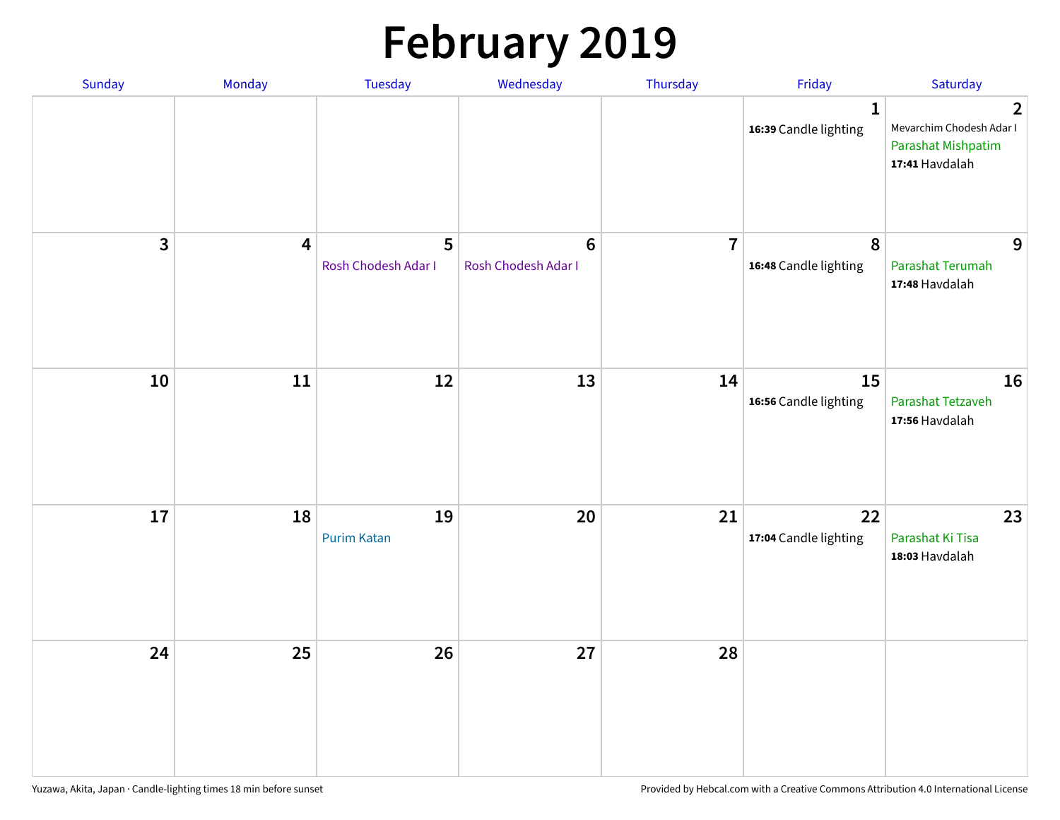# February 2019

| Sunday | Monday | Tuesday | Wednesday | Thursday | Friday | Saturday |
|---|---|---|---|---|---|---|
| | | | | | 1<br>**16:39** Candle lighting | 2<br>Mevarchim Chodesh Adar I<br>Parashat Mishpatim<br>**17:41** Havdalah |
| 3 | 4 | 5<br>Rosh Chodesh Adar I | 6<br>Rosh Chodesh Adar I | 7 | 8<br>**16:48** Candle lighting | 9<br>Parashat Terumah<br>**17:48** Havdalah |
| 10 | 11 | 12 | 13 | 14 | 15<br>**16:56** Candle lighting | 16<br>Parashat Tetzaveh<br>**17:56** Havdalah |
| 17 | 18 | 19<br>Purim Katan | 20 | 21 | 22<br>**17:04** Candle lighting | 23<br>Parashat Ki Tisa<br>**18:03** Havdalah |
| 24 | 25 | 26 | 27 | 28 | | |

Yuzawa, Akita, Japan · Candle-lighting times 18 min before sunset

Provided by Hebcal.com with a Creative Commons Attribution 4.0 International License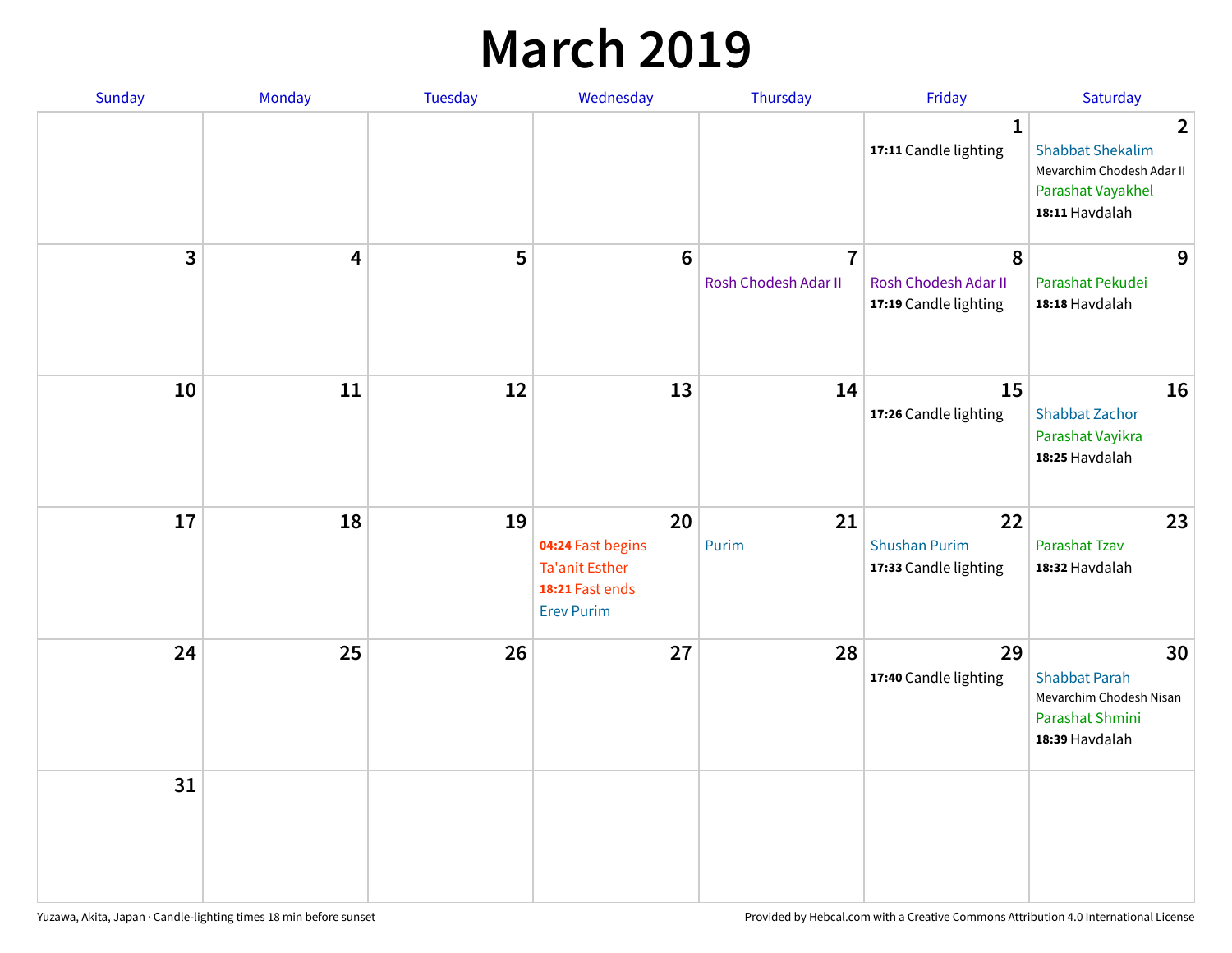# March 2019

| Sunday | Monday | Tuesday | Wednesday | Thursday | Friday | Saturday |
|---|---|---|---|---|---|---|
| | | | | | 1<br>**17:11** Candle lighting | 2<br>Shabbat Shekalim<br>Mevarchim Chodesh Adar II<br>Parashat Vayakhel<br>**18:11** Havdalah |
| 3 | 4 | 5 | 6 | 7<br>Rosh Chodesh Adar II | 8<br>Rosh Chodesh Adar II<br>**17:19** Candle lighting | 9<br>Parashat Pekudei<br>**18:18** Havdalah |
| 10 | 11 | 12 | 13 | 14 | 15<br>**17:26** Candle lighting | 16<br>Shabbat Zachor<br>Parashat Vayikra<br>**18:25** Havdalah |
| 17 | 18 | 19 | 20<br>**04:24** Fast begins<br>Ta'anit Esther<br>**18:21** Fast ends<br>Erev Purim | 21<br>Purim | 22<br>Shushan Purim<br>**17:33** Candle lighting | 23<br>Parashat Tzav<br>**18:32** Havdalah |
| 24 | 25 | 26 | 27 | 28 | 29<br>**17:40** Candle lighting | 30<br>Shabbat Parah<br>Mevarchim Chodesh Nisan<br>Parashat Shmini<br>**18:39** Havdalah |
| 31 | | | | | | |

Yuzawa, Akita, Japan · Candle-lighting times 18 min before sunset

Provided by Hebcal.com with a Creative Commons Attribution 4.0 International License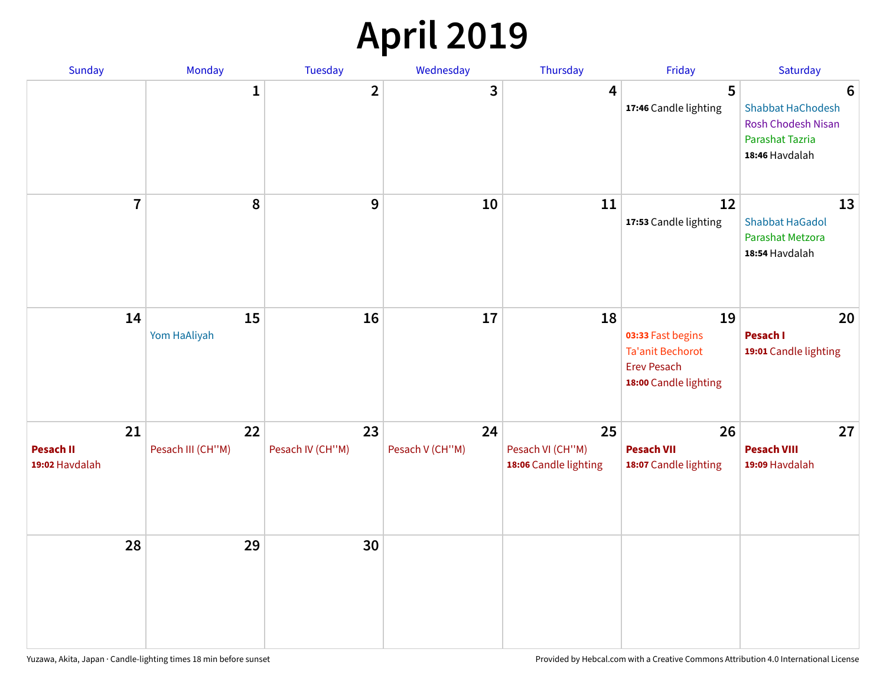# April 2019

| Sunday | Monday | Tuesday | Wednesday | Thursday | Friday | Saturday |
|---|---|---|---|---|---|---|
| | 1 | 2 | 3 | 4 | 5<br>**17:46** Candle lighting | 6<br>Shabbat HaChodesh<br>Rosh Chodesh Nisan<br>Parashat Tazria<br>**18:46** Havdalah |
| 7 | 8 | 9 | 10 | 11 | 12<br>**17:53** Candle lighting | 13<br>Shabbat HaGadol<br>Parashat Metzora<br>**18:54** Havdalah |
| 14 | 15<br>Yom HaAliyah | 16 | 17 | 18 | 19<br>**03:33** Fast begins<br>Ta'anit Bechorot<br>Erev Pesach<br>**18:00** Candle lighting | 20<br>**Pesach I**<br>**19:01** Candle lighting |
| 21<br>**Pesach II**<br>**19:02** Havdalah | 22<br>Pesach III (CH''M) | 23<br>Pesach IV (CH''M) | 24<br>Pesach V (CH''M) | 25<br>Pesach VI (CH''M)<br>**18:06** Candle lighting | 26<br>**Pesach VII**<br>**18:07** Candle lighting | 27<br>**Pesach VIII**<br>**19:09** Havdalah |
| 28 | 29 | 30 | | | | |

Yuzawa, Akita, Japan · Candle-lighting times 18 min before sunset

Provided by Hebcal.com with a Creative Commons Attribution 4.0 International License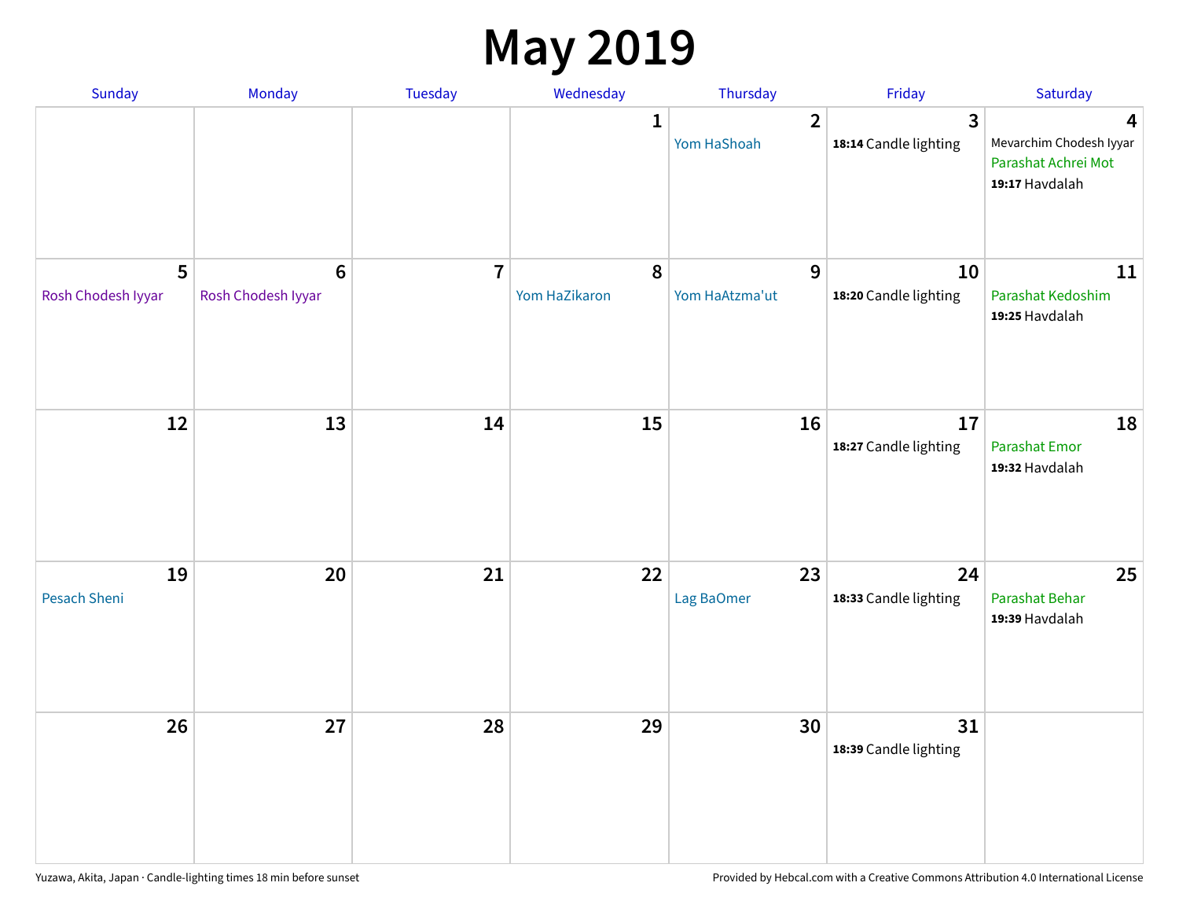# May 2019

| Sunday | Monday | Tuesday | Wednesday | Thursday | Friday | Saturday |
|---|---|---|---|---|---|---|
| | | | 1 | 2<br>Yom HaShoah | 3<br>**18:14** Candle lighting | 4<br>Mevarchim Chodesh Iyyar<br>Parashat Achrei Mot<br>**19:17** Havdalah |
| 5<br>Rosh Chodesh Iyyar | 6<br>Rosh Chodesh Iyyar | 7 | 8<br>Yom HaZikaron | 9<br>Yom HaAtzma'ut | 10<br>**18:20** Candle lighting | 11<br>Parashat Kedoshim<br>**19:25** Havdalah |
| 12 | 13 | 14 | 15 | 16 | 17<br>**18:27** Candle lighting | 18<br>Parashat Emor<br>**19:32** Havdalah |
| 19<br>Pesach Sheni | 20 | 21 | 22 | 23<br>Lag BaOmer | 24<br>**18:33** Candle lighting | 25<br>Parashat Behar<br>**19:39** Havdalah |
| 26 | 27 | 28 | 29 | 30 | 31<br>**18:39** Candle lighting | |

Yuzawa, Akita, Japan · Candle-lighting times 18 min before sunset

Provided by Hebcal.com with a Creative Commons Attribution 4.0 International License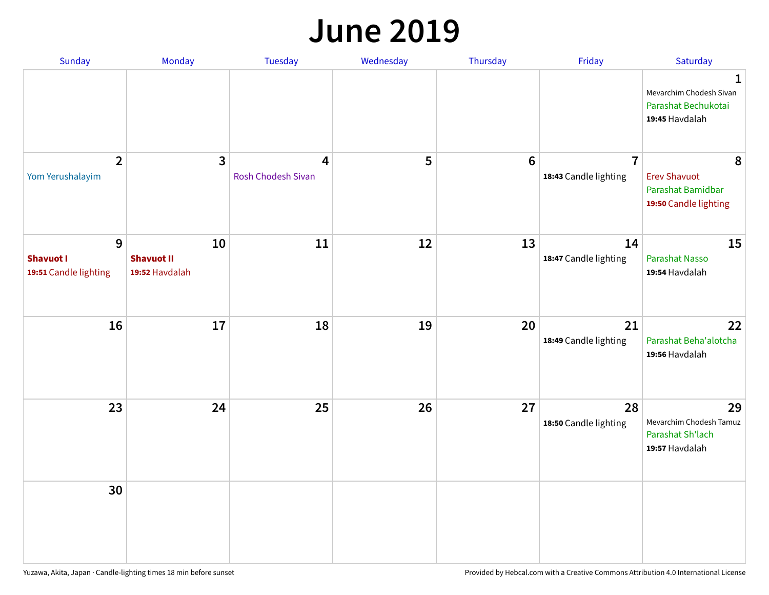# June 2019

| Sunday | Monday | Tuesday | Wednesday | Thursday | Friday | Saturday |
|---|---|---|---|---|---|---|
| | | | | | | **1** Mevarchim Chodesh Sivan Parashat Bechukotai **19:45** Havdalah |
| **2** Yom Yerushalayim | **3** | **4** Rosh Chodesh Sivan | **5** | **6** | **7** **18:43** Candle lighting | **8** Erev Shavuot Parashat Bamidbar **19:50** Candle lighting |
| **9** **Shavuot I** **19:51** Candle lighting | **10** **Shavuot II** **19:52** Havdalah | **11** | **12** | **13** | **14** **18:47** Candle lighting | **15** Parashat Nasso **19:54** Havdalah |
| **16** | **17** | **18** | **19** | **20** | **21** **18:49** Candle lighting | **22** Parashat Beha'alotcha **19:56** Havdalah |
| **23** | **24** | **25** | **26** | **27** | **28** **18:50** Candle lighting | **29** Mevarchim Chodesh Tamuz Parashat Sh'lach **19:57** Havdalah |
| **30** | | | | | | |

Yuzawa, Akita, Japan · Candle-lighting times 18 min before sunset

Provided by Hebcal.com with a Creative Commons Attribution 4.0 International License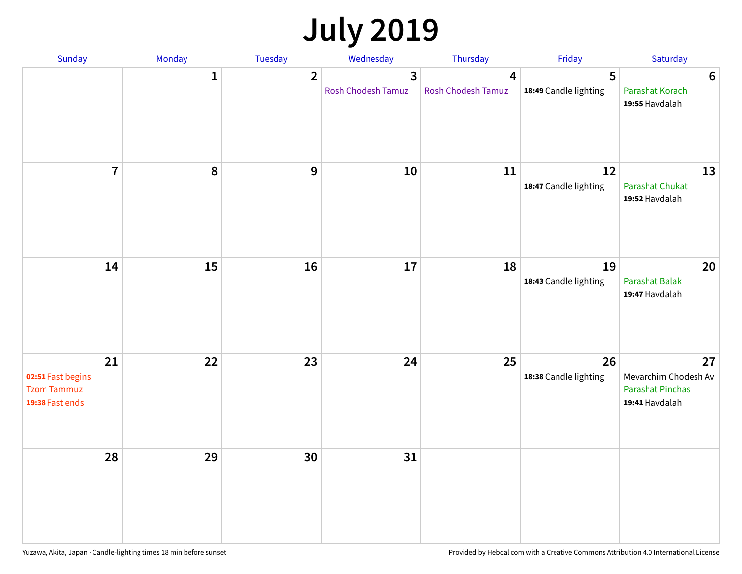# July 2019

| Sunday | Monday | Tuesday | Wednesday | Thursday | Friday | Saturday |
|---|---|---|---|---|---|---|
| | 1 | 2 | 3<br>Rosh Chodesh Tamuz | 4<br>Rosh Chodesh Tamuz | 5<br>**18:49** Candle lighting | 6<br>Parashat Korach<br>**19:55** Havdalah |
| 7 | 8 | 9 | 10 | 11 | 12<br>**18:47** Candle lighting | 13<br>Parashat Chukat<br>**19:52** Havdalah |
| 14 | 15 | 16 | 17 | 18 | 19<br>**18:43** Candle lighting | 20<br>Parashat Balak<br>**19:47** Havdalah |
| 21<br>**02:51** Fast begins<br>Tzom Tammuz<br>**19:38** Fast ends | 22 | 23 | 24 | 25 | 26<br>**18:38** Candle lighting | 27<br>Mevarchim Chodesh Av<br>Parashat Pinchas<br>**19:41** Havdalah |
| 28 | 29 | 30 | 31 | | | |

Yuzawa, Akita, Japan · Candle-lighting times 18 min before sunset

Provided by Hebcal.com with a Creative Commons Attribution 4.0 International License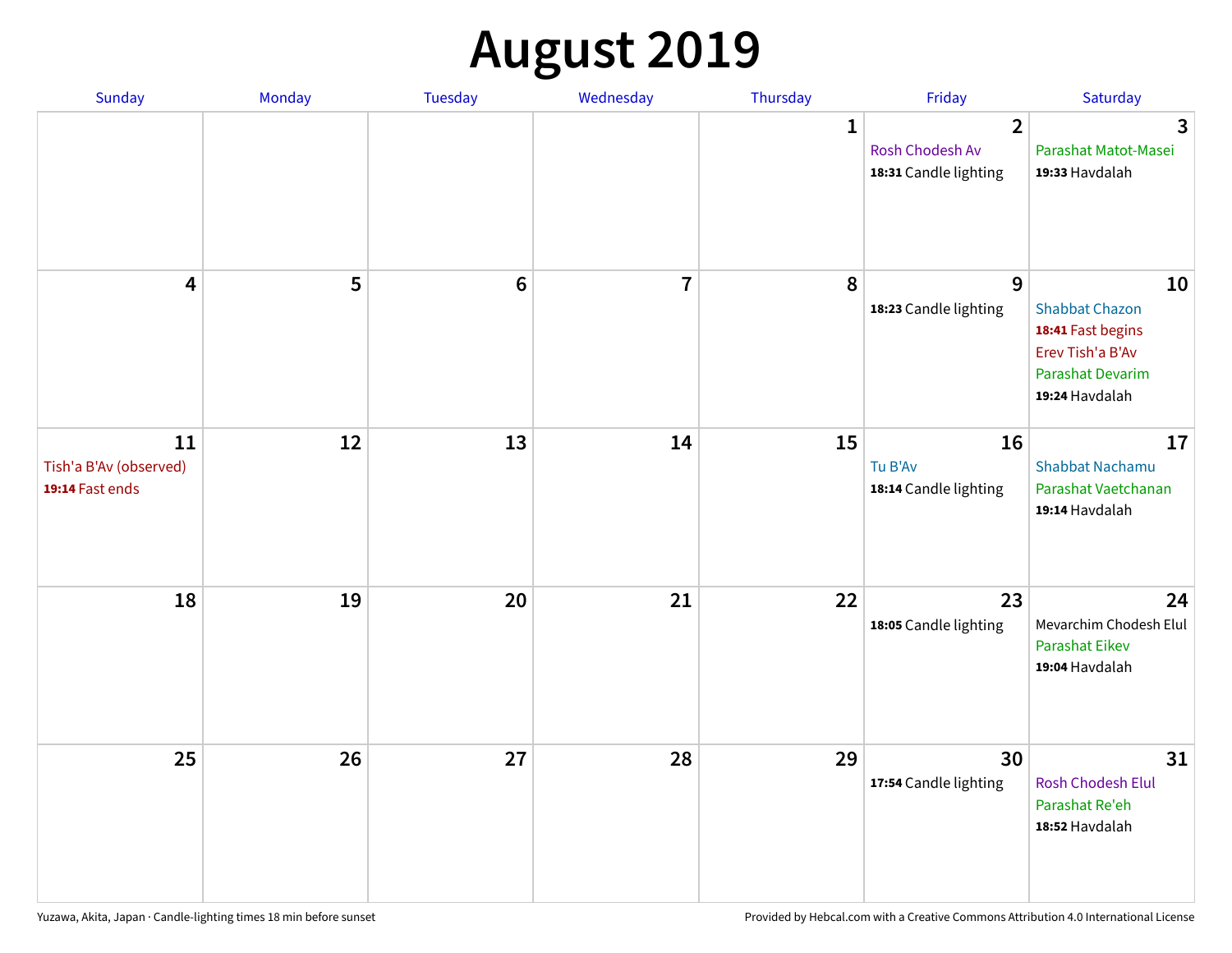# August 2019

| Sunday | Monday | Tuesday | Wednesday | Thursday | Friday | Saturday |
|---|---|---|---|---|---|---|
| | | | | 1 | 2<br>Rosh Chodesh Av<br>**18:31** Candle lighting | 3<br>Parashat Matot-Masei<br>**19:33** Havdalah |
| 4 | 5 | 6 | 7 | 8 | 9<br>**18:23** Candle lighting | 10<br>Shabbat Chazon<br>**18:41** Fast begins<br>Erev Tish'a B'Av<br>Parashat Devarim<br>**19:24** Havdalah |
| 11<br>Tish'a B'Av (observed)<br>**19:14** Fast ends | 12 | 13 | 14 | 15 | 16<br>Tu B'Av<br>**18:14** Candle lighting | 17<br>Shabbat Nachamu<br>Parashat Vaetchanan<br>**19:14** Havdalah |
| 18 | 19 | 20 | 21 | 22 | 23<br>**18:05** Candle lighting | 24<br>Mevarchim Chodesh Elul<br>Parashat Eikev<br>**19:04** Havdalah |
| 25 | 26 | 27 | 28 | 29 | 30<br>**17:54** Candle lighting | 31<br>Rosh Chodesh Elul<br>Parashat Re'eh<br>**18:52** Havdalah |

Yuzawa, Akita, Japan · Candle-lighting times 18 min before sunset

Provided by Hebcal.com with a Creative Commons Attribution 4.0 International License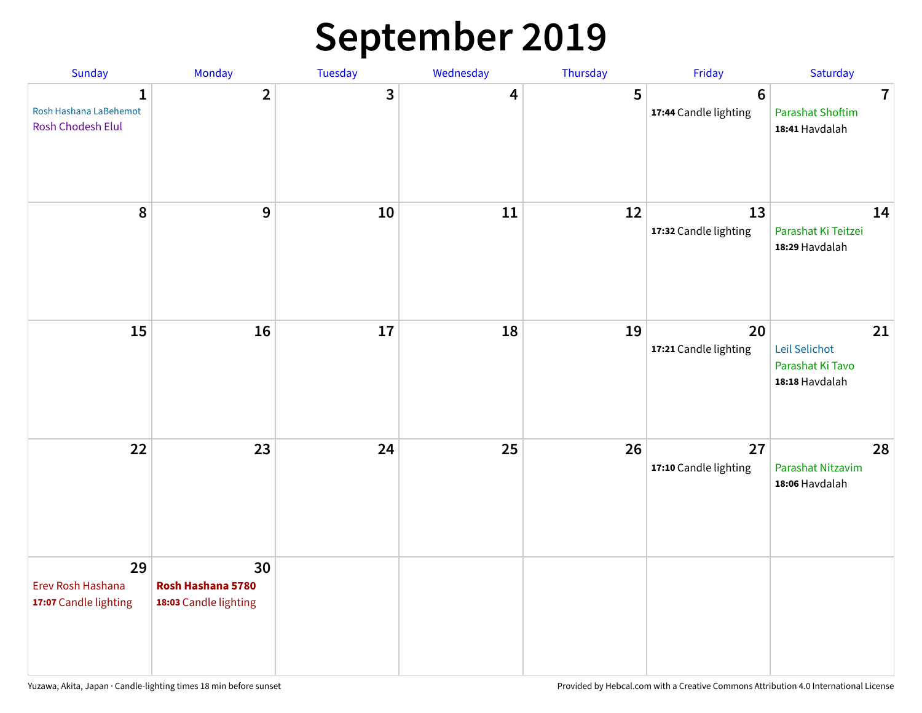# September 2019

| Sunday | Monday | Tuesday | Wednesday | Thursday | Friday | Saturday |
| --- | --- | --- | --- | --- | --- | --- |
| 1<br>Rosh Hashana LaBehemot<br>Rosh Chodesh Elul | 2 | 3 | 4 | 5 | 6<br>**17:44** Candle lighting | 7<br>Parashat Shoftim<br>**18:41** Havdalah |
| 8 | 9 | 10 | 11 | 12 | 13<br>**17:32** Candle lighting | 14<br>Parashat Ki Teitzei<br>**18:29** Havdalah |
| 15 | 16 | 17 | 18 | 19 | 20<br>**17:21** Candle lighting | 21<br>Leil Selichot<br>Parashat Ki Tavo<br>**18:18** Havdalah |
| 22 | 23 | 24 | 25 | 26 | 27<br>**17:10** Candle lighting | 28<br>Parashat Nitzavim<br>**18:06** Havdalah |
| 29<br>Erev Rosh Hashana<br>**17:07** Candle lighting | 30<br>**Rosh Hashana 5780**<br>**18:03** Candle lighting | | | | | |

Yuzawa, Akita, Japan · Candle-lighting times 18 min before sunset

Provided by Hebcal.com with a Creative Commons Attribution 4.0 International License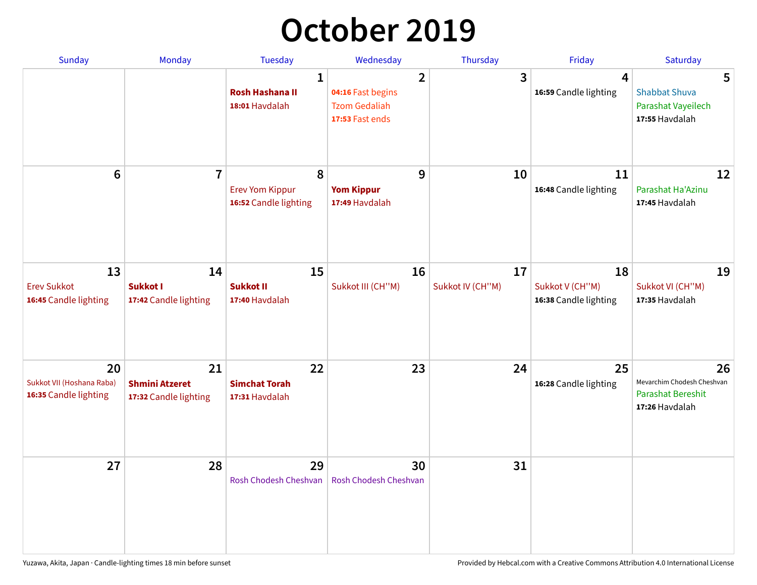# October 2019

| Sunday | Monday | Tuesday | Wednesday | Thursday | Friday | Saturday |
|---|---|---|---|---|---|---|
| | | **1** **Rosh Hashana II** **18:01** Havdalah | **2** **04:16** Fast begins Tzom Gedaliah **17:53** Fast ends | **3** | **4** **16:59** Candle lighting | **5** Shabbat Shuva Parashat Vayeilech **17:55** Havdalah |
| **6** | **7** | **8** Erev Yom Kippur **16:52** Candle lighting | **9** **Yom Kippur** **17:49** Havdalah | **10** | **11** **16:48** Candle lighting | **12** Parashat Ha'Azinu **17:45** Havdalah |
| **13** Erev Sukkot **16:45** Candle lighting | **14** **Sukkot I** **17:42** Candle lighting | **15** **Sukkot II** **17:40** Havdalah | **16** Sukkot III (CH''M) | **17** Sukkot IV (CH''M) | **18** Sukkot V (CH''M) **16:38** Candle lighting | **19** Sukkot VI (CH''M) **17:35** Havdalah |
| **20** Sukkot VII (Hoshana Raba) **16:35** Candle lighting | **21** **Shmini Atzeret** **17:32** Candle lighting | **22** **Simchat Torah** **17:31** Havdalah | **23** | **24** | **25** **16:28** Candle lighting | **26** Mevarchim Chodesh Cheshvan Parashat Bereshit **17:26** Havdalah |
| **27** | **28** | **29** Rosh Chodesh Cheshvan | **30** Rosh Chodesh Cheshvan | **31** | | |

Yuzawa, Akita, Japan · Candle-lighting times 18 min before sunset

Provided by Hebcal.com with a Creative Commons Attribution 4.0 International License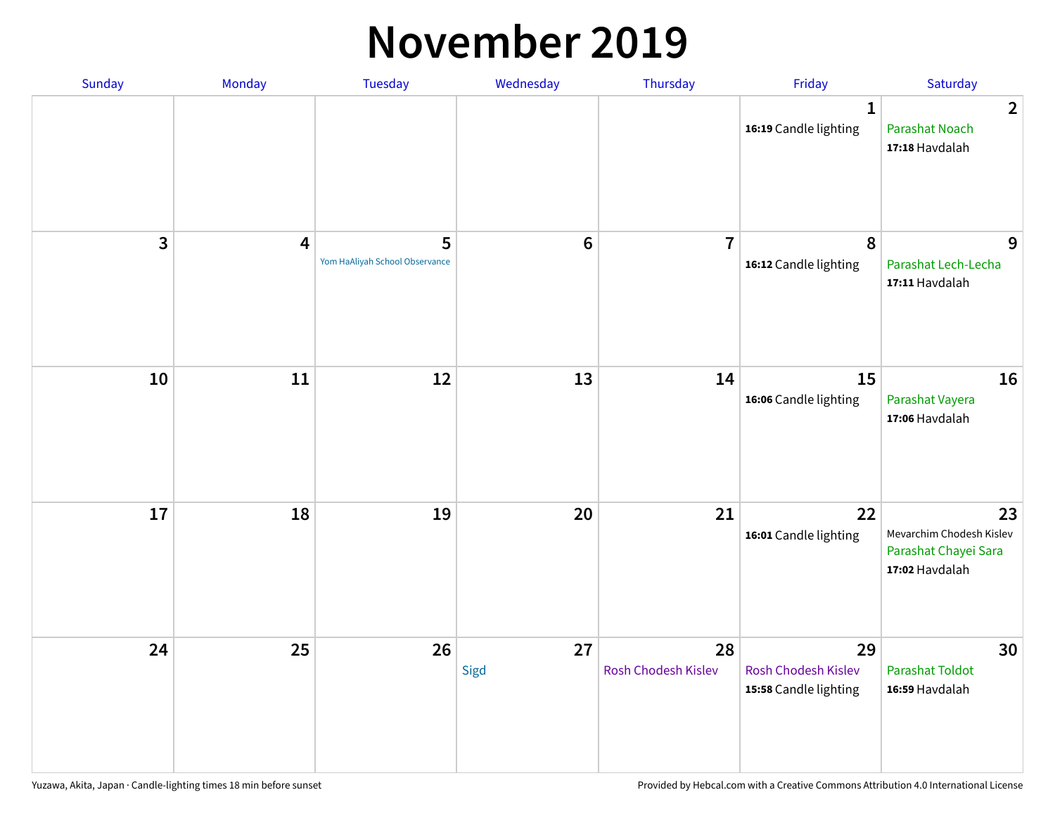# November 2019

| Sunday | Monday | Tuesday | Wednesday | Thursday | Friday | Saturday |
|---|---|---|---|---|---|---|
| | | | | | 1<br>**16:19** Candle lighting | 2<br>Parashat Noach<br>**17:18** Havdalah |
| 3 | 4 | 5<br>Yom HaAliyah School Observance | 6 | 7 | 8<br>**16:12** Candle lighting | 9<br>Parashat Lech-Lecha<br>**17:11** Havdalah |
| 10 | 11 | 12 | 13 | 14 | 15<br>**16:06** Candle lighting | 16<br>Parashat Vayera<br>**17:06** Havdalah |
| 17 | 18 | 19 | 20 | 21 | 22<br>**16:01** Candle lighting | 23<br>Mevarchim Chodesh Kislev<br>Parashat Chayei Sara<br>**17:02** Havdalah |
| 24 | 25 | 26 | 27<br>Sigd | 28<br>Rosh Chodesh Kislev | 29<br>Rosh Chodesh Kislev<br>**15:58** Candle lighting | 30<br>Parashat Toldot<br>**16:59** Havdalah |

Yuzawa, Akita, Japan · Candle-lighting times 18 min before sunset

Provided by Hebcal.com with a Creative Commons Attribution 4.0 International License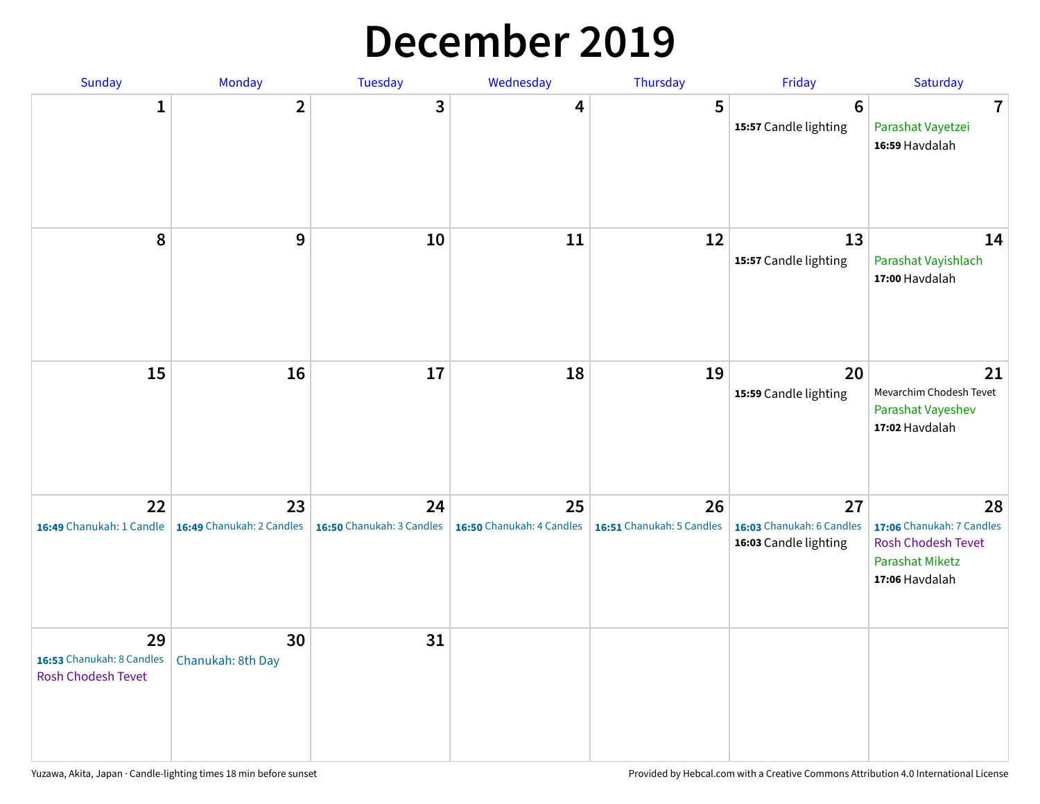# December 2019

| Sunday | Monday | Tuesday | Wednesday | Thursday | Friday | Saturday |
|---|---|---|---|---|---|---|
| 1 | 2 | 3 | 4 | 5 | 6<br>**15:57** Candle lighting | 7<br>Parashat Vayetzei<br>**16:59** Havdalah |
| 8 | 9 | 10 | 11 | 12 | 13<br>**15:57** Candle lighting | 14<br>Parashat Vayishlach<br>**17:00** Havdalah |
| 15 | 16 | 17 | 18 | 19 | 20<br>**15:59** Candle lighting | 21<br>Mevarchim Chodesh Tevet<br>Parashat Vayeshev<br>**17:02** Havdalah |
| 22<br>**16:49** Chanukah: 1 Candle | 23<br>**16:49** Chanukah: 2 Candles | 24<br>**16:50** Chanukah: 3 Candles | 25<br>**16:50** Chanukah: 4 Candles | 26<br>**16:51** Chanukah: 5 Candles | 27<br>**16:03** Chanukah: 6 Candles<br>**16:03** Candle lighting | 28<br>**17:06** Chanukah: 7 Candles<br>Rosh Chodesh Tevet<br>Parashat Miketz<br>**17:06** Havdalah |
| 29<br>**16:53** Chanukah: 8 Candles<br>Rosh Chodesh Tevet | 30<br>Chanukah: 8th Day | 31 | | | | |

Yuzawa, Akita, Japan · Candle-lighting times 18 min before sunset

Provided by Hebcal.com with a Creative Commons Attribution 4.0 International License